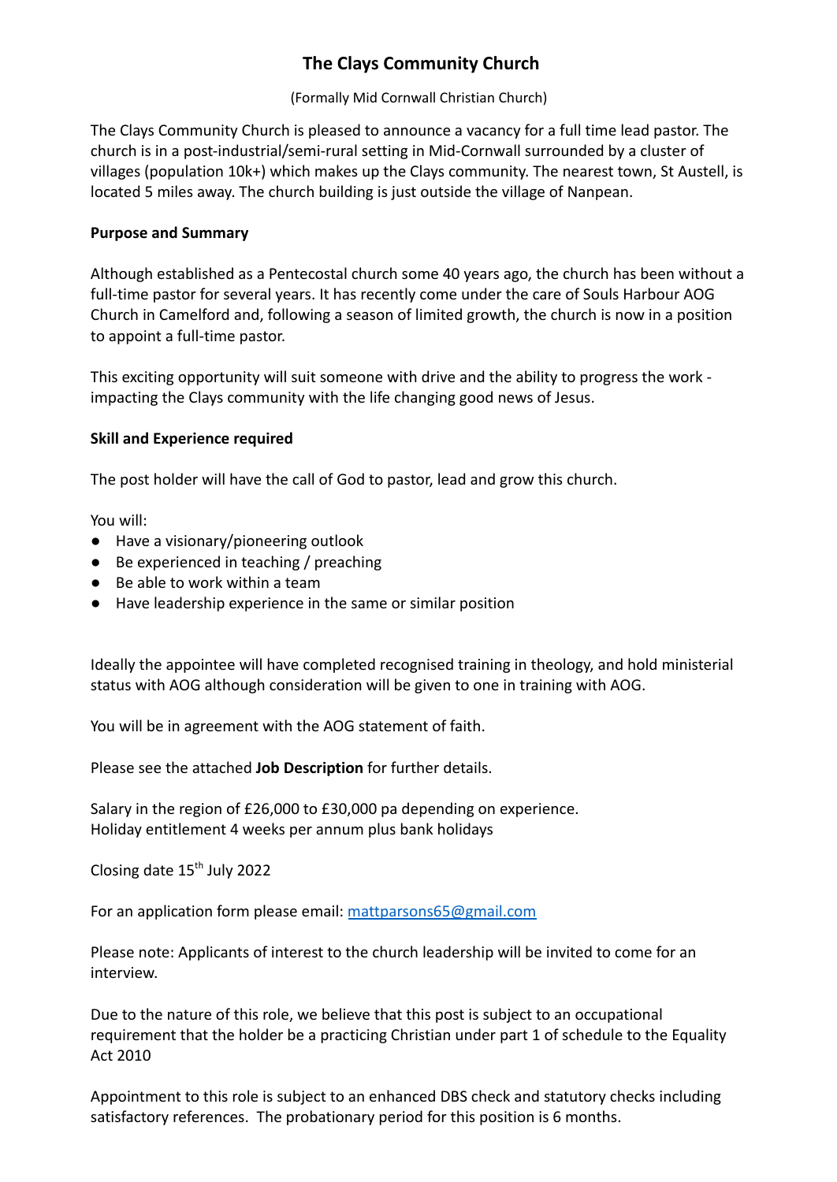# The Clays Community Church

(Formally Mid Cornwall Christian Church)

The Clays Community Church is pleased to announce a vacancy for a full time lead pastor. The church is in a post-industrial/semi-rural setting in Mid-Cornwall surrounded by a cluster of villages (population 10k+) which makes up the Clays community. The nearest town, St Austell, is located 5 miles away. The church building is just outside the village of Nanpean.

**Purpose and Summary**

Although established as a Pentecostal church some 40 years ago, the church has been without a full-time pastor for several years. It has recently come under the care of Souls Harbour AOG Church in Camelford and, following a season of limited growth, the church is now in a position to appoint a full-time pastor.

This exciting opportunity will suit someone with drive and the ability to progress the work - impacting the Clays community with the life changing good news of Jesus.

**Skill and Experience required**

The post holder will have the call of God to pastor, lead and grow this church.

You will:

- Have a visionary/pioneering outlook
- Be experienced in teaching / preaching
- Be able to work within a team
- Have leadership experience in the same or similar position

Ideally the appointee will have completed recognised training in theology, and hold ministerial status with AOG although consideration will be given to one in training with AOG.

You will be in agreement with the AOG statement of faith.

Please see the attached **Job Description** for further details.

Salary in the region of £26,000 to £30,000 pa depending on experience.
Holiday entitlement 4 weeks per annum plus bank holidays

Closing date 15th July 2022

For an application form please email: mattparsons65@gmail.com

Please note: Applicants of interest to the church leadership will be invited to come for an interview.

Due to the nature of this role, we believe that this post is subject to an occupational requirement that the holder be a practicing Christian under part 1 of schedule to the Equality Act 2010

Appointment to this role is subject to an enhanced DBS check and statutory checks including satisfactory references. The probationary period for this position is 6 months.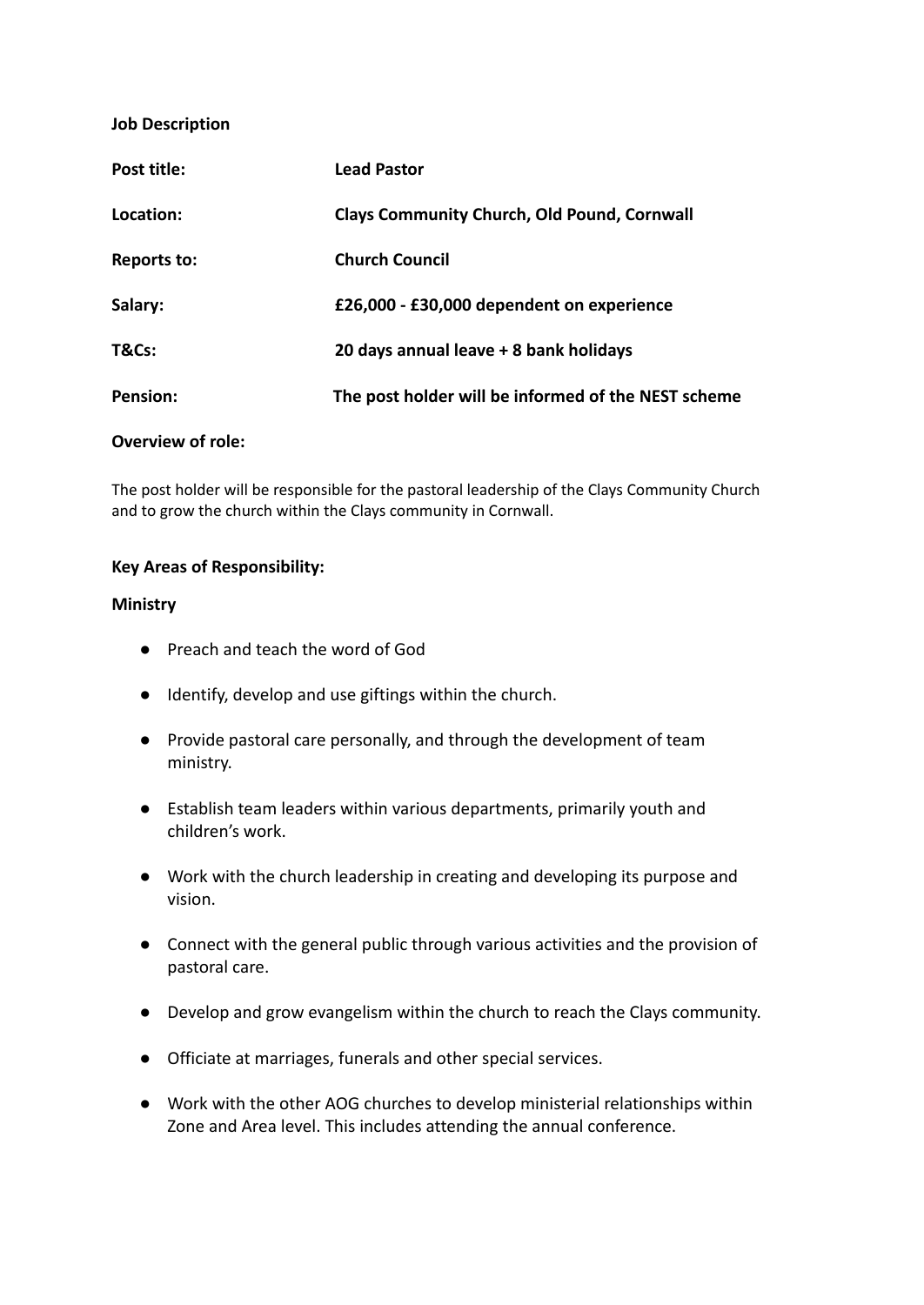**Job Description**

| | |
|---|---|
| **Post title:** | **Lead Pastor** |
| **Location:** | **Clays Community Church, Old Pound, Cornwall** |
| **Reports to:** | **Church Council** |
| **Salary:** | **£26,000 - £30,000 dependent on experience** |
| **T&Cs:** | **20 days annual leave + 8 bank holidays** |
| **Pension:** | **The post holder will be informed of the NEST scheme** |

**Overview of role:**

The post holder will be responsible for the pastoral leadership of the Clays Community Church and to grow the church within the Clays community in Cornwall.

**Key Areas of Responsibility:**

**Ministry**

- Preach and teach the word of God
- Identify, develop and use giftings within the church.
- Provide pastoral care personally, and through the development of team ministry.
- Establish team leaders within various departments, primarily youth and children's work.
- Work with the church leadership in creating and developing its purpose and vision.
- Connect with the general public through various activities and the provision of pastoral care.
- Develop and grow evangelism within the church to reach the Clays community.
- Officiate at marriages, funerals and other special services.
- Work with the other AOG churches to develop ministerial relationships within Zone and Area level. This includes attending the annual conference.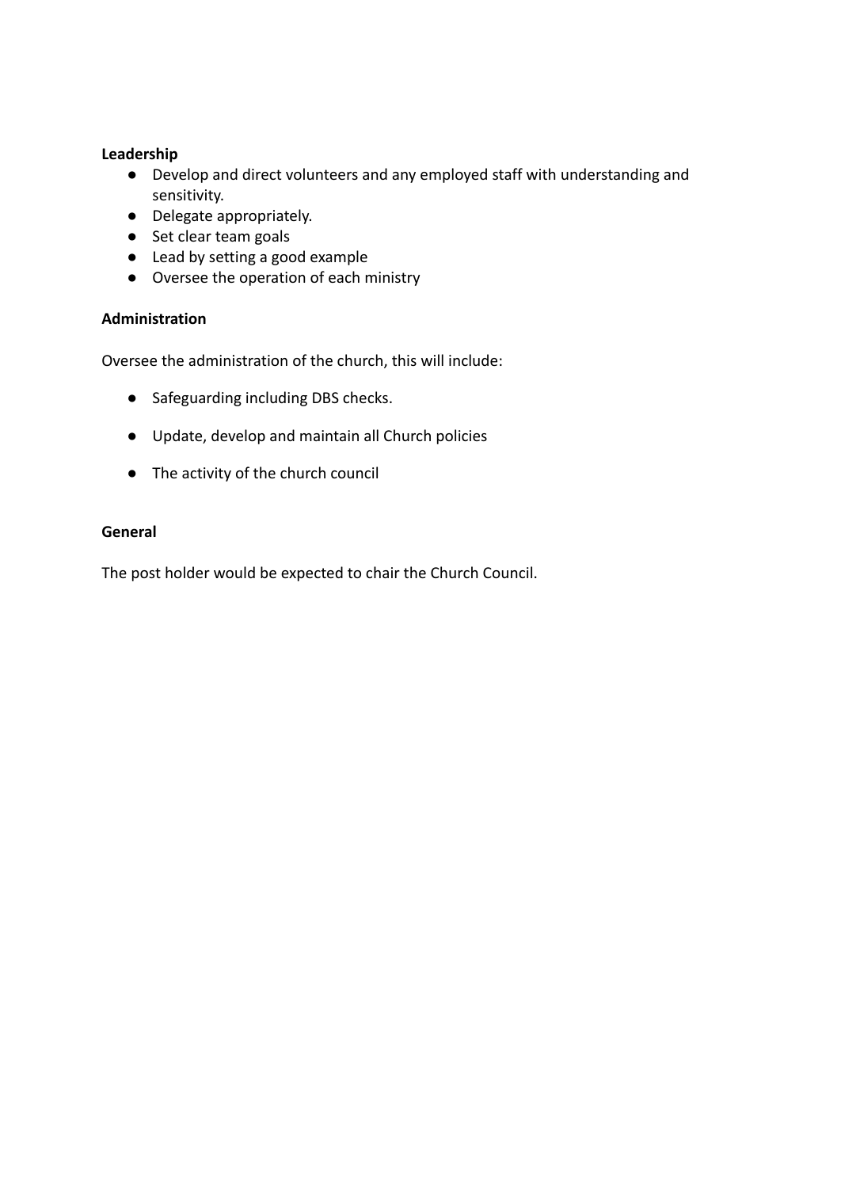**Leadership**

- Develop and direct volunteers and any employed staff with understanding and sensitivity.
- Delegate appropriately.
- Set clear team goals
- Lead by setting a good example
- Oversee the operation of each ministry

**Administration**

Oversee the administration of the church, this will include:

- Safeguarding including DBS checks.
- Update, develop and maintain all Church policies
- The activity of the church council

**General**

The post holder would be expected to chair the Church Council.